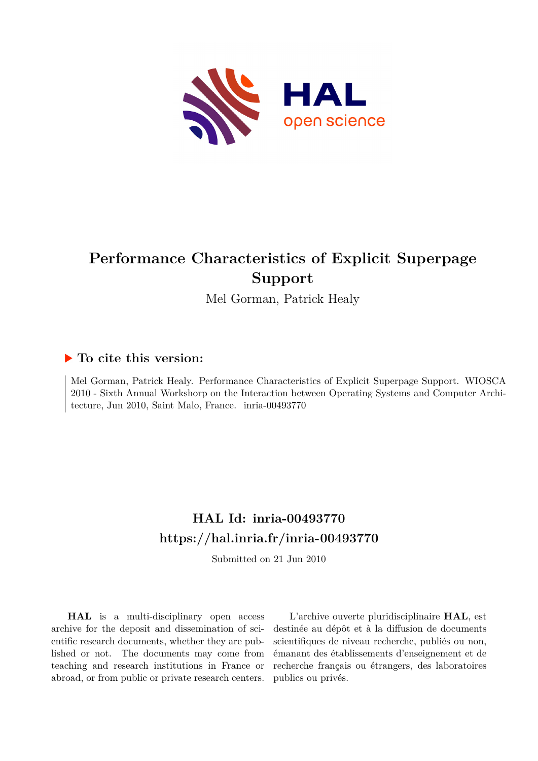# Performance Characteristics of Explicit Superpage Support

Mel Gorman, Patrick Healy

## ▶ To cite this version:

Mel Gorman, Patrick Healy. Performance Characteristics of Explicit Superpage Support. WIOSCA 2010 - Sixth Annual Workshorp on the Interaction between Operating Systems and Computer Architecture, Jun 2010, Saint Malo, France. inria-00493770

## HAL Id: inria-00493770

## https://hal.inria.fr/inria-00493770

Submitted on 21 Jun 2010

**HAL** is a multi-disciplinary open access archive for the deposit and dissemination of scientific research documents, whether they are published or not. The documents may come from teaching and research institutions in France or abroad, or from public or private research centers.

L'archive ouverte pluridisciplinaire **HAL**, est destinée au dépôt et à la diffusion de documents scientifiques de niveau recherche, publiés ou non, émanant des établissements d'enseignement et de recherche français ou étrangers, des laboratoires publics ou privés.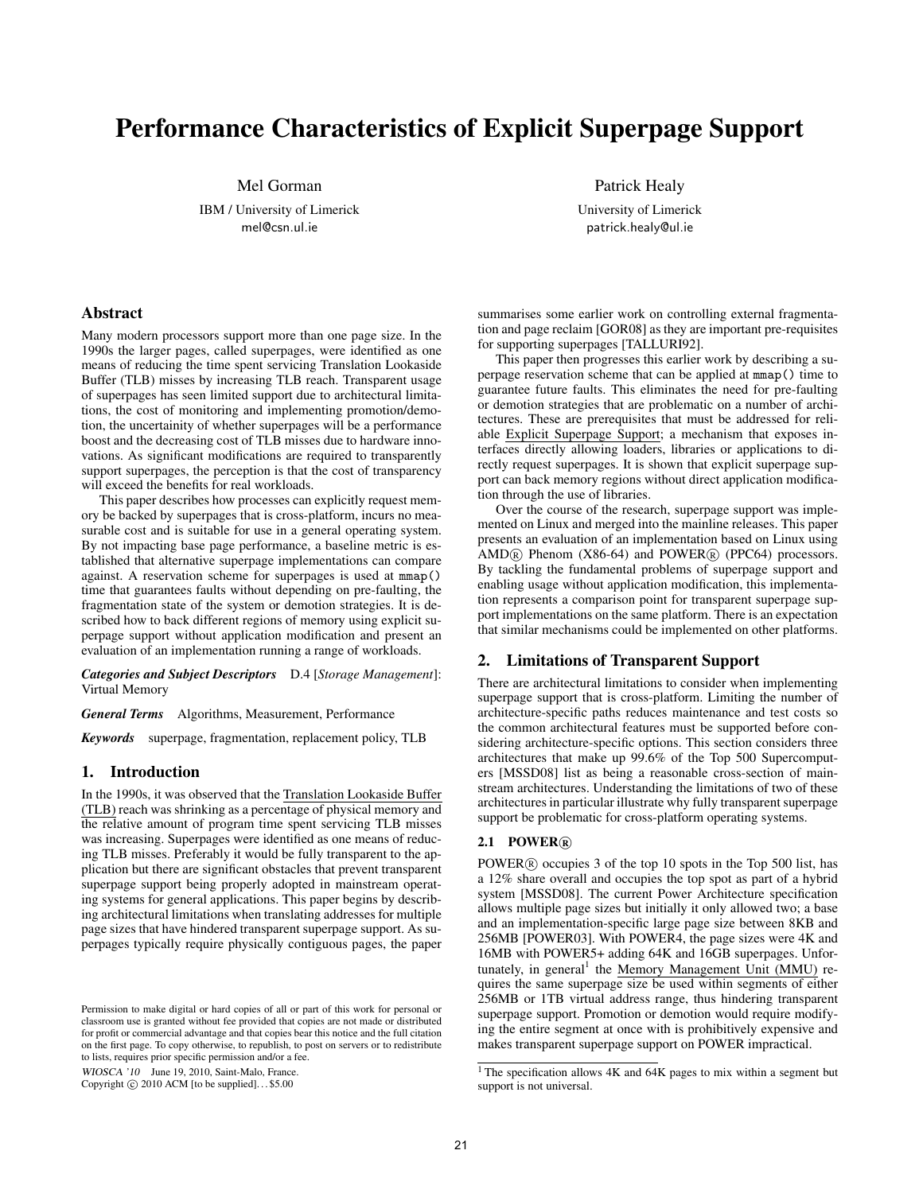# Performance Characteristics of Explicit Superpage Support

Mel Gorman
IBM / University of Limerick
mel@csn.ul.ie

Patrick Healy
University of Limerick
patrick.healy@ul.ie

## Abstract

Many modern processors support more than one page size. In the 1990s the larger pages, called superpages, were identified as one means of reducing the time spent servicing Translation Lookaside Buffer (TLB) misses by increasing TLB reach. Transparent usage of superpages has seen limited support due to architectural limitations, the cost of monitoring and implementing promotion/demotion, the uncertainity of whether superpages will be a performance boost and the decreasing cost of TLB misses due to hardware innovations. As significant modifications are required to transparently support superpages, the perception is that the cost of transparency will exceed the benefits for real workloads.

This paper describes how processes can explicitly request memory be backed by superpages that is cross-platform, incurs no measurable cost and is suitable for use in a general operating system. By not impacting base page performance, a baseline metric is established that alternative superpage implementations can compare against. A reservation scheme for superpages is used at `mmap()` time that guarantees faults without depending on pre-faulting, the fragmentation state of the system or demotion strategies. It is described how to back different regions of memory using explicit superpage support without application modification and present an evaluation of an implementation running a range of workloads.

***Categories and Subject Descriptors*** D.4 [*Storage Management*]: Virtual Memory

***General Terms*** Algorithms, Measurement, Performance

***Keywords*** superpage, fragmentation, replacement policy, TLB

## 1. Introduction

In the 1990s, it was observed that the Translation Lookaside Buffer (TLB) reach was shrinking as a percentage of physical memory and the relative amount of program time spent servicing TLB misses was increasing. Superpages were identified as one means of reducing TLB misses. Preferably it would be fully transparent to the application but there are significant obstacles that prevent transparent superpage support being properly adopted in mainstream operating systems for general applications. This paper begins by describing architectural limitations when translating addresses for multiple page sizes that have hindered transparent superpage support. As superpages typically require physically contiguous pages, the paper summarises some earlier work on controlling external fragmentation and page reclaim [GOR08] as they are important pre-requisites for supporting superpages [TALLURI92].

This paper then progresses this earlier work by describing a superpage reservation scheme that can be applied at `mmap()` time to guarantee future faults. This eliminates the need for pre-faulting or demotion strategies that are problematic on a number of architectures. These are prerequisites that must be addressed for reliable Explicit Superpage Support; a mechanism that exposes interfaces directly allowing loaders, libraries or applications to directly request superpages. It is shown that explicit superpage support can back memory regions without direct application modification through the use of libraries.

Over the course of the research, superpage support was implemented on Linux and merged into the mainline releases. This paper presents an evaluation of an implementation based on Linux using AMD® Phenom (X86-64) and POWER® (PPC64) processors. By tackling the fundamental problems of superpage support and enabling usage without application modification, this implementation represents a comparison point for transparent superpage support implementations on the same platform. There is an expectation that similar mechanisms could be implemented on other platforms.

## 2. Limitations of Transparent Support

There are architectural limitations to consider when implementing superpage support that is cross-platform. Limiting the number of architecture-specific paths reduces maintenance and test costs so the common architectural features must be supported before considering architecture-specific options. This section considers three architectures that make up 99.6% of the Top 500 Supercomputers [MSSD08] list as being a reasonable cross-section of mainstream architectures. Understanding the limitations of two of these architectures in particular illustrate why fully transparent superpage support be problematic for cross-platform operating systems.

### 2.1 POWER®

POWER® occupies 3 of the top 10 spots in the Top 500 list, has a 12% share overall and occupies the top spot as part of a hybrid system [MSSD08]. The current Power Architecture specification allows multiple page sizes but initially it only allowed two; a base and an implementation-specific large page size between 8KB and 256MB [POWER03]. With POWER4, the page sizes were 4K and 16MB with POWER5+ adding 64K and 16GB superpages. Unfortunately, in general[1] the Memory Management Unit (MMU) requires the same superpage size be used within segments of either 256MB or 1TB virtual address range, thus hindering transparent superpage support. Promotion or demotion would require modifying the entire segment at once with is prohibitively expensive and makes transparent superpage support on POWER impractical.

[1] The specification allows 4K and 64K pages to mix within a segment but support is not universal.

Permission to make digital or hard copies of all or part of this work for personal or classroom use is granted without fee provided that copies are not made or distributed for profit or commercial advantage and that copies bear this notice and the full citation on the first page. To copy otherwise, to republish, to post on servers or to redistribute to lists, requires prior specific permission and/or a fee.

*WIOSCA '10* June 19, 2010, Saint-Malo, France.
Copyright © 2010 ACM [to be supplied]...$5.00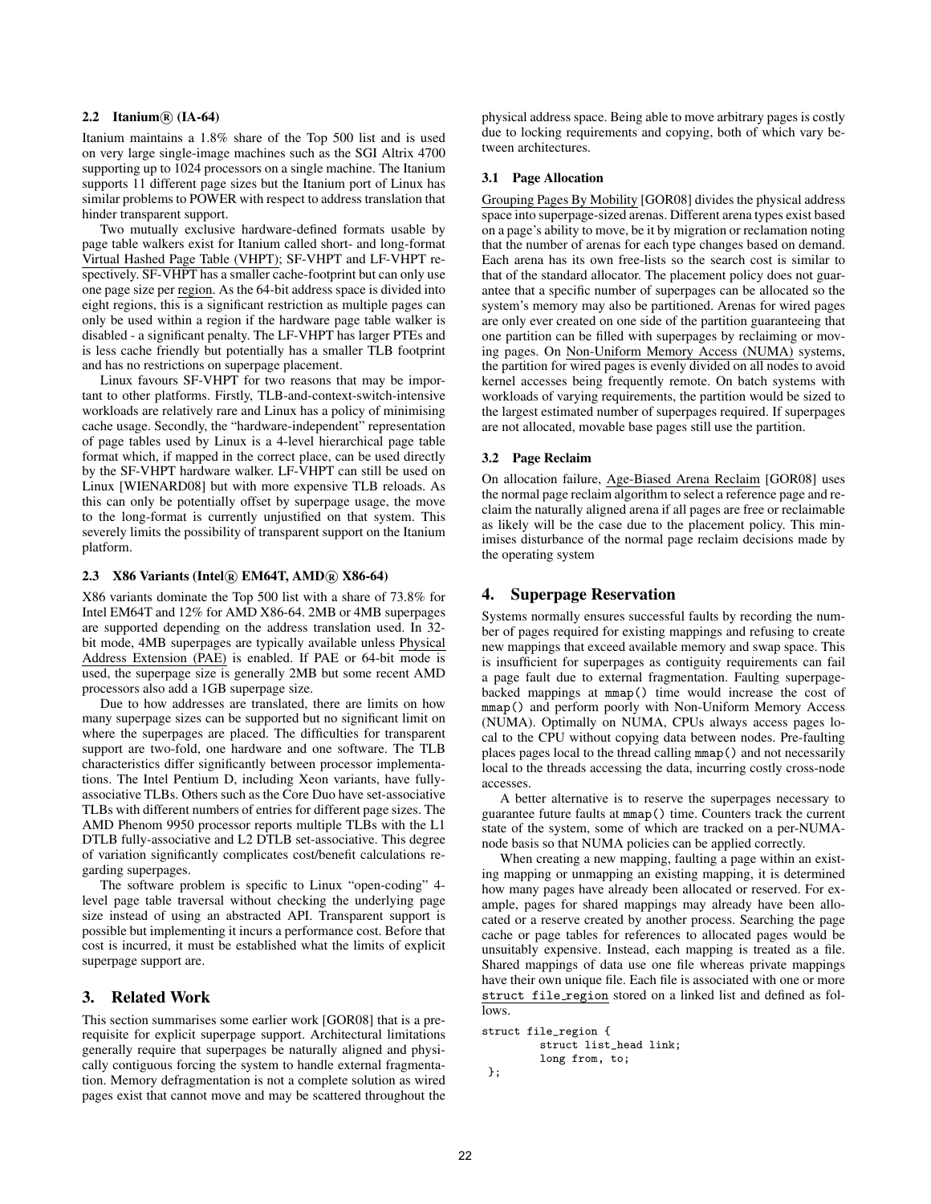### 2.2 Itanium® (IA-64)

Itanium maintains a 1.8% share of the Top 500 list and is used on very large single-image machines such as the SGI Altrix 4700 supporting up to 1024 processors on a single machine. The Itanium supports 11 different page sizes but the Itanium port of Linux has similar problems to POWER with respect to address translation that hinder transparent support.

Two mutually exclusive hardware-defined formats usable by page table walkers exist for Itanium called short- and long-format Virtual Hashed Page Table (VHPT); SF-VHPT and LF-VHPT respectively. SF-VHPT has a smaller cache-footprint but can only use one page size per region. As the 64-bit address space is divided into eight regions, this is a significant restriction as multiple pages can only be used within a region if the hardware page table walker is disabled - a significant penalty. The LF-VHPT has larger PTEs and is less cache friendly but potentially has a smaller TLB footprint and has no restrictions on superpage placement.

Linux favours SF-VHPT for two reasons that may be important to other platforms. Firstly, TLB-and-context-switch-intensive workloads are relatively rare and Linux has a policy of minimising cache usage. Secondly, the "hardware-independent" representation of page tables used by Linux is a 4-level hierarchical page table format which, if mapped in the correct place, can be used directly by the SF-VHPT hardware walker. LF-VHPT can still be used on Linux [WIENARD08] but with more expensive TLB reloads. As this can only be potentially offset by superpage usage, the move to the long-format is currently unjustified on that system. This severely limits the possibility of transparent support on the Itanium platform.

### 2.3 X86 Variants (Intel® EM64T, AMD® X86-64)

X86 variants dominate the Top 500 list with a share of 73.8% for Intel EM64T and 12% for AMD X86-64. 2MB or 4MB superpages are supported depending on the address translation used. In 32-bit mode, 4MB superpages are typically available unless Physical Address Extension (PAE) is enabled. If PAE or 64-bit mode is used, the superpage size is generally 2MB but some recent AMD processors also add a 1GB superpage size.

Due to how addresses are translated, there are limits on how many superpage sizes can be supported but no significant limit on where the superpages are placed. The difficulties for transparent support are two-fold, one hardware and one software. The TLB characteristics differ significantly between processor implementations. The Intel Pentium D, including Xeon variants, have fully-associative TLBs. Others such as the Core Duo have set-associative TLBs with different numbers of entries for different page sizes. The AMD Phenom 9950 processor reports multiple TLBs with the L1 DTLB fully-associative and L2 DTLB set-associative. This degree of variation significantly complicates cost/benefit calculations regarding superpages.

The software problem is specific to Linux "open-coding" 4-level page table traversal without checking the underlying page size instead of using an abstracted API. Transparent support is possible but implementing it incurs a performance cost. Before that cost is incurred, it must be established what the limits of explicit superpage support are.

## 3. Related Work

This section summarises some earlier work [GOR08] that is a prerequisite for explicit superpage support. Architectural limitations generally require that superpages be naturally aligned and physically contiguous forcing the system to handle external fragmentation. Memory defragmentation is not a complete solution as wired pages exist that cannot move and may be scattered throughout the physical address space. Being able to move arbitrary pages is costly due to locking requirements and copying, both of which vary between architectures.

### 3.1 Page Allocation

Grouping Pages By Mobility [GOR08] divides the physical address space into superpage-sized arenas. Different arena types exist based on a page's ability to move, be it by migration or reclamation noting that the number of arenas for each type changes based on demand. Each arena has its own free-lists so the search cost is similar to that of the standard allocator. The placement policy does not guarantee that a specific number of superpages can be allocated so the system's memory may also be partitioned. Arenas for wired pages are only ever created on one side of the partition guaranteeing that one partition can be filled with superpages by reclaiming or moving pages. On Non-Uniform Memory Access (NUMA) systems, the partition for wired pages is evenly divided on all nodes to avoid kernel accesses being frequently remote. On batch systems with workloads of varying requirements, the partition would be sized to the largest estimated number of superpages required. If superpages are not allocated, movable base pages still use the partition.

### 3.2 Page Reclaim

On allocation failure, Age-Biased Arena Reclaim [GOR08] uses the normal page reclaim algorithm to select a reference page and reclaim the naturally aligned arena if all pages are free or reclaimable as likely will be the case due to the placement policy. This minimises disturbance of the normal page reclaim decisions made by the operating system

## 4. Superpage Reservation

Systems normally ensures successful faults by recording the number of pages required for existing mappings and refusing to create new mappings that exceed available memory and swap space. This is insufficient for superpages as contiguity requirements can fail a page fault due to external fragmentation. Faulting superpage-backed mappings at `mmap()` time would increase the cost of `mmap()` and perform poorly with Non-Uniform Memory Access (NUMA). Optimally on NUMA, CPUs always access pages local to the CPU without copying data between nodes. Pre-faulting places pages local to the thread calling `mmap()` and not necessarily local to the threads accessing the data, incurring costly cross-node accesses.

A better alternative is to reserve the superpages necessary to guarantee future faults at `mmap()` time. Counters track the current state of the system, some of which are tracked on a per-NUMA-node basis so that NUMA policies can be applied correctly.

When creating a new mapping, faulting a page within an existing mapping or unmapping an existing mapping, it is determined how many pages have already been allocated or reserved. For example, pages for shared mappings may already have been allocated or a reserve created by another process. Searching the page cache or page tables for references to allocated pages would be unsuitably expensive. Instead, each mapping is treated as a file. Shared mappings of data use one file whereas private mappings have their own unique file. Each file is associated with one or more `struct file_region` stored on a linked list and defined as follows.

```
struct file_region {
        struct list_head link;
        long from, to;
};
```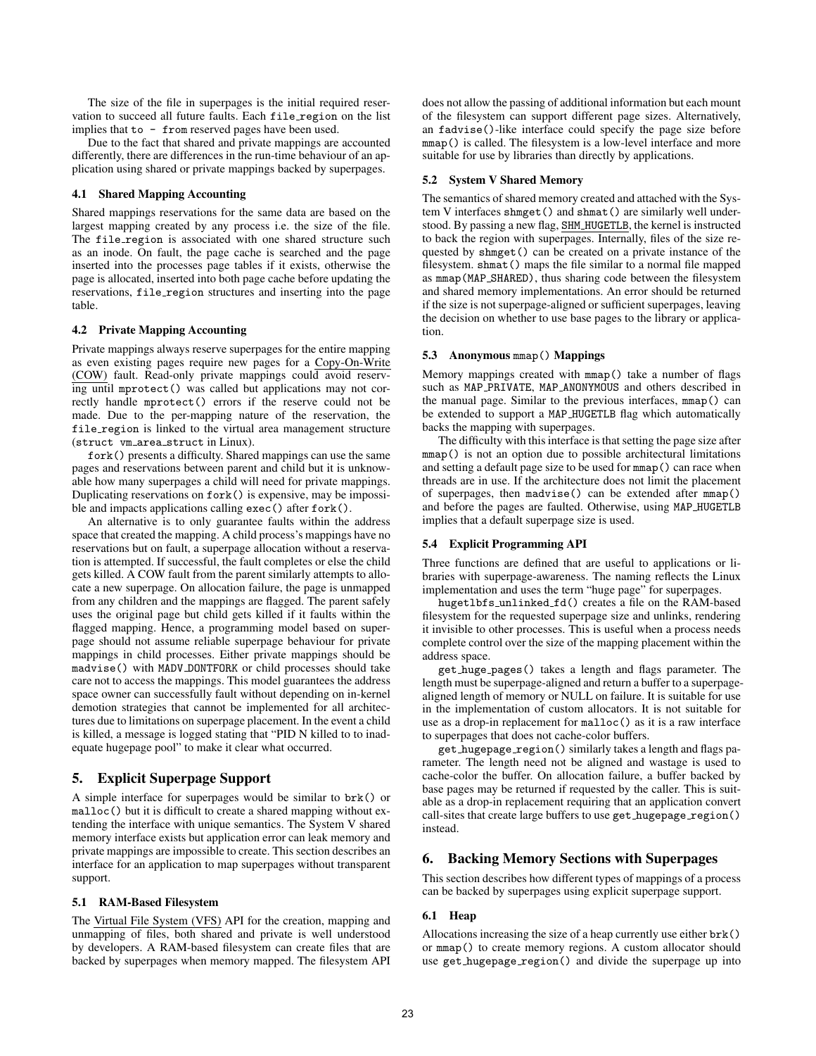The size of the file in superpages is the initial required reservation to succeed all future faults. Each `file_region` on the list implies that `to - from` reserved pages have been used.

Due to the fact that shared and private mappings are accounted differently, there are differences in the run-time behaviour of an application using shared or private mappings backed by superpages.

### 4.1 Shared Mapping Accounting

Shared mappings reservations for the same data are based on the largest mapping created by any process i.e. the size of the file. The `file_region` is associated with one shared structure such as an inode. On fault, the page cache is searched and the page inserted into the processes page tables if it exists, otherwise the page is allocated, inserted into both page cache before updating the reservations, `file_region` structures and inserting into the page table.

### 4.2 Private Mapping Accounting

Private mappings always reserve superpages for the entire mapping as even existing pages require new pages for a Copy-On-Write (COW) fault. Read-only private mappings could avoid reserving until `mprotect()` was called but applications may not correctly handle `mprotect()` errors if the reserve could not be made. Due to the per-mapping nature of the reservation, the `file_region` is linked to the virtual area management structure (`struct vm_area_struct` in Linux).

`fork()` presents a difficulty. Shared mappings can use the same pages and reservations between parent and child but it is unknowable how many superpages a child will need for private mappings. Duplicating reservations on `fork()` is expensive, may be impossible and impacts applications calling `exec()` after `fork()`.

An alternative is to only guarantee faults within the address space that created the mapping. A child process's mappings have no reservations but on fault, a superpage allocation without a reservation is attempted. If successful, the fault completes or else the child gets killed. A COW fault from the parent similarly attempts to allocate a new superpage. On allocation failure, the page is unmapped from any children and the mappings are flagged. The parent safely uses the original page but child gets killed if it faults within the flagged mapping. Hence, a programming model based on superpage should not assume reliable superpage behaviour for private mappings in child processes. Either private mappings should be `madvise()` with `MADV_DONTFORK` or child processes should take care not to access the mappings. This model guarantees the address space owner can successfully fault without depending on in-kernel demotion strategies that cannot be implemented for all architectures due to limitations on superpage placement. In the event a child is killed, a message is logged stating that "PID N killed to to inadequate hugepage pool" to make it clear what occurred.

## 5. Explicit Superpage Support

A simple interface for superpages would be similar to `brk()` or `malloc()` but it is difficult to create a shared mapping without extending the interface with unique semantics. The System V shared memory interface exists but application error can leak memory and private mappings are impossible to create. This section describes an interface for an application to map superpages without transparent support.

### 5.1 RAM-Based Filesystem

The Virtual File System (VFS) API for the creation, mapping and unmapping of files, both shared and private is well understood by developers. A RAM-based filesystem can create files that are backed by superpages when memory mapped. The filesystem API does not allow the passing of additional information but each mount of the filesystem can support different page sizes. Alternatively, an `fadvise()`-like interface could specify the page size before `mmap()` is called. The filesystem is a low-level interface and more suitable for use by libraries than directly by applications.

### 5.2 System V Shared Memory

The semantics of shared memory created and attached with the System V interfaces `shmget()` and `shmat()` are similarly well understood. By passing a new flag, `SHM_HUGETLB`, the kernel is instructed to back the region with superpages. Internally, files of the size requested by `shmget()` can be created on a private instance of the filesystem. `shmat()` maps the file similar to a normal file mapped as `mmap(MAP_SHARED)`, thus sharing code between the filesystem and shared memory implementations. An error should be returned if the size is not superpage-aligned or sufficient superpages, leaving the decision on whether to use base pages to the library or application.

### 5.3 Anonymous `mmap()` Mappings

Memory mappings created with `mmap()` take a number of flags such as `MAP_PRIVATE`, `MAP_ANONYMOUS` and others described in the manual page. Similar to the previous interfaces, `mmap()` can be extended to support a `MAP_HUGETLB` flag which automatically backs the mapping with superpages.

The difficulty with this interface is that setting the page size after `mmap()` is not an option due to possible architectural limitations and setting a default page size to be used for `mmap()` can race when threads are in use. If the architecture does not limit the placement of superpages, then `madvise()` can be extended after `mmap()` and before the pages are faulted. Otherwise, using `MAP_HUGETLB` implies that a default superpage size is used.

### 5.4 Explicit Programming API

Three functions are defined that are useful to applications or libraries with superpage-awareness. The naming reflects the Linux implementation and uses the term "huge page" for superpages.

`hugetlbfs_unlinked_fd()` creates a file on the RAM-based filesystem for the requested superpage size and unlinks, rendering it invisible to other processes. This is useful when a process needs complete control over the size of the mapping placement within the address space.

`get_huge_pages()` takes a length and flags parameter. The length must be superpage-aligned and return a buffer to a superpage-aligned length of memory or NULL on failure. It is suitable for use in the implementation of custom allocators. It is not suitable for use as a drop-in replacement for `malloc()` as it is a raw interface to superpages that does not cache-color buffers.

`get_hugepage_region()` similarly takes a length and flags parameter. The length need not be aligned and wastage is used to cache-color the buffer. On allocation failure, a buffer backed by base pages may be returned if requested by the caller. This is suitable as a drop-in replacement requiring that an application convert call-sites that create large buffers to use `get_hugepage_region()` instead.

## 6. Backing Memory Sections with Superpages

This section describes how different types of mappings of a process can be backed by superpages using explicit superpage support.

### 6.1 Heap

Allocations increasing the size of a heap currently use either `brk()` or `mmap()` to create memory regions. A custom allocator should use `get_hugepage_region()` and divide the superpage up into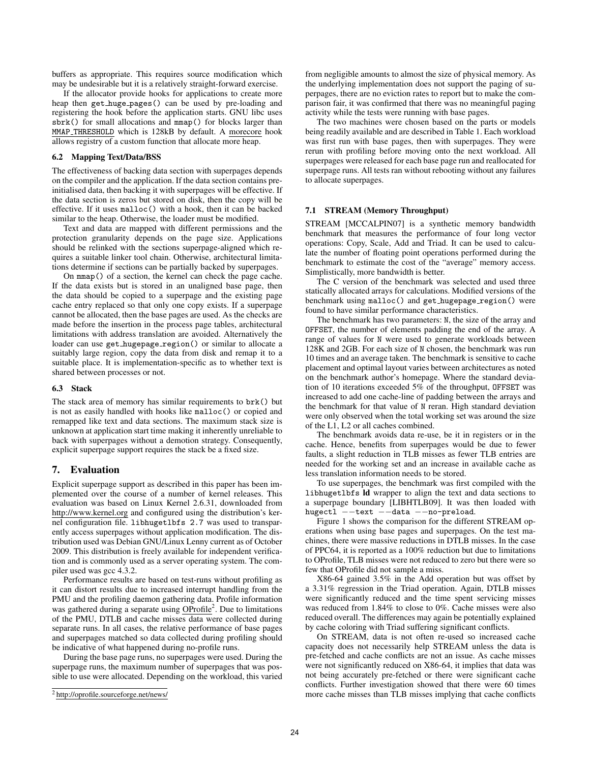buffers as appropriate. This requires source modification which may be undesirable but it is a relatively straight-forward exercise.

If the allocator provide hooks for applications to create more heap then get_huge_pages() can be used by pre-loading and registering the hook before the application starts. GNU libc uses sbrk() for small allocations and mmap() for blocks larger than MMAP_THRESHOLD which is 128kB by default. A morecore hook allows registry of a custom function that allocate more heap.

### 6.2 Mapping Text/Data/BSS

The effectiveness of backing data section with superpages depends on the compiler and the application. If the data section contains pre-initialised data, then backing it with superpages will be effective. If the data section is zeros but stored on disk, then the copy will be effective. If it uses malloc() with a hook, then it can be backed similar to the heap. Otherwise, the loader must be modified.

Text and data are mapped with different permissions and the protection granularity depends on the page size. Applications should be relinked with the sections superpage-aligned which requires a suitable linker tool chain. Otherwise, architectural limitations determine if sections can be partially backed by superpages.

On mmap() of a section, the kernel can check the page cache. If the data exists but is stored in an unaligned base page, then the data should be copied to a superpage and the existing page cache entry replaced so that only one copy exists. If a superpage cannot be allocated, then the base pages are used. As the checks are made before the insertion in the process page tables, architectural limitations with address translation are avoided. Alternatively the loader can use get_hugepage_region() or similar to allocate a suitably large region, copy the data from disk and remap it to a suitable place. It is implementation-specific as to whether text is shared between processes or not.

### 6.3 Stack

The stack area of memory has similar requirements to brk() but is not as easily handled with hooks like malloc() or copied and remapped like text and data sections. The maximum stack size is unknown at application start time making it inherently unreliable to back with superpages without a demotion strategy. Consequently, explicit superpage support requires the stack be a fixed size.

## 7. Evaluation

Explicit superpage support as described in this paper has been implemented over the course of a number of kernel releases. This evaluation was based on Linux Kernel 2.6.31, downloaded from http://www.kernel.org and configured using the distribution's kernel configuration file. libhugetlbfs 2.7 was used to transparently access superpages without application modification. The distribution used was Debian GNU/Linux Lenny current as of October 2009. This distribution is freely available for independent verification and is commonly used as a server operating system. The compiler used was gcc 4.3.2.

Performance results are based on test-runs without profiling as it can distort results due to increased interrupt handling from the PMU and the profiling daemon gathering data. Profile information was gathered during a separate using OProfile[2]. Due to limitations of the PMU, DTLB and cache misses data were collected during separate runs. In all cases, the relative performance of base pages and superpages matched so data collected during profiling should be indicative of what happened during no-profile runs.

During the base page runs, no superpages were used. During the superpage runs, the maximum number of superpages that was possible to use were allocated. Depending on the workload, this varied from negligible amounts to almost the size of physical memory. As the underlying implementation does not support the paging of superpages, there are no eviction rates to report but to make the comparison fair, it was confirmed that there was no meaningful paging activity while the tests were running with base pages.

The two machines were chosen based on the parts or models being readily available and are described in Table 1. Each workload was first run with base pages, then with superpages. They were rerun with profiling before moving onto the next workload. All superpages were released for each base page run and reallocated for superpage runs. All tests ran without rebooting without any failures to allocate superpages.

### 7.1 STREAM (Memory Throughput)

STREAM [MCCALPIN07] is a synthetic memory bandwidth benchmark that measures the performance of four long vector operations: Copy, Scale, Add and Triad. It can be used to calculate the number of floating point operations performed during the benchmark to estimate the cost of the "average" memory access. Simplistically, more bandwidth is better.

The C version of the benchmark was selected and used three statically allocated arrays for calculations. Modified versions of the benchmark using malloc() and get_hugepage_region() were found to have similar performance characteristics.

The benchmark has two parameters: N, the size of the array and OFFSET, the number of elements padding the end of the array. A range of values for N were used to generate workloads between 128K and 2GB. For each size of N chosen, the benchmark was run 10 times and an average taken. The benchmark is sensitive to cache placement and optimal layout varies between architectures as noted on the benchmark author's homepage. Where the standard deviation of 10 iterations exceeded 5% of the throughput, OFFSET was increased to add one cache-line of padding between the arrays and the benchmark for that value of N reran. High standard deviation were only observed when the total working set was around the size of the L1, L2 or all caches combined.

The benchmark avoids data re-use, be it in registers or in the cache. Hence, benefits from superpages would be due to fewer faults, a slight reduction in TLB misses as fewer TLB entries are needed for the working set and an increase in available cache as less translation information needs to be stored.

To use superpages, the benchmark was first compiled with the libhugetlbfs **ld** wrapper to align the text and data sections to a superpage boundary [LIBHTLB09]. It was then loaded with hugectl --text --data --no-preload.

Figure 1 shows the comparison for the different STREAM operations when using base pages and superpages. On the test machines, there were massive reductions in DTLB misses. In the case of PPC64, it is reported as a 100% reduction but due to limitations to OProfile, TLB misses were not reduced to zero but there were so few that OProfile did not sample a miss.

X86-64 gained 3.5% in the Add operation but was offset by a 3.31% regression in the Triad operation. Again, DTLB misses were significantly reduced and the time spent servicing misses was reduced from 1.84% to close to 0%. Cache misses were also reduced overall. The differences may again be potentially explained by cache coloring with Triad suffering significant conflicts.

On STREAM, data is not often re-used so increased cache capacity does not necessarily help STREAM unless the data is pre-fetched and cache conflicts are not an issue. As cache misses were not significantly reduced on X86-64, it implies that data was not being accurately pre-fetched or there were significant cache conflicts. Further investigation showed that there were 60 times more cache misses than TLB misses implying that cache conflicts

[2] http://oprofile.sourceforge.net/news/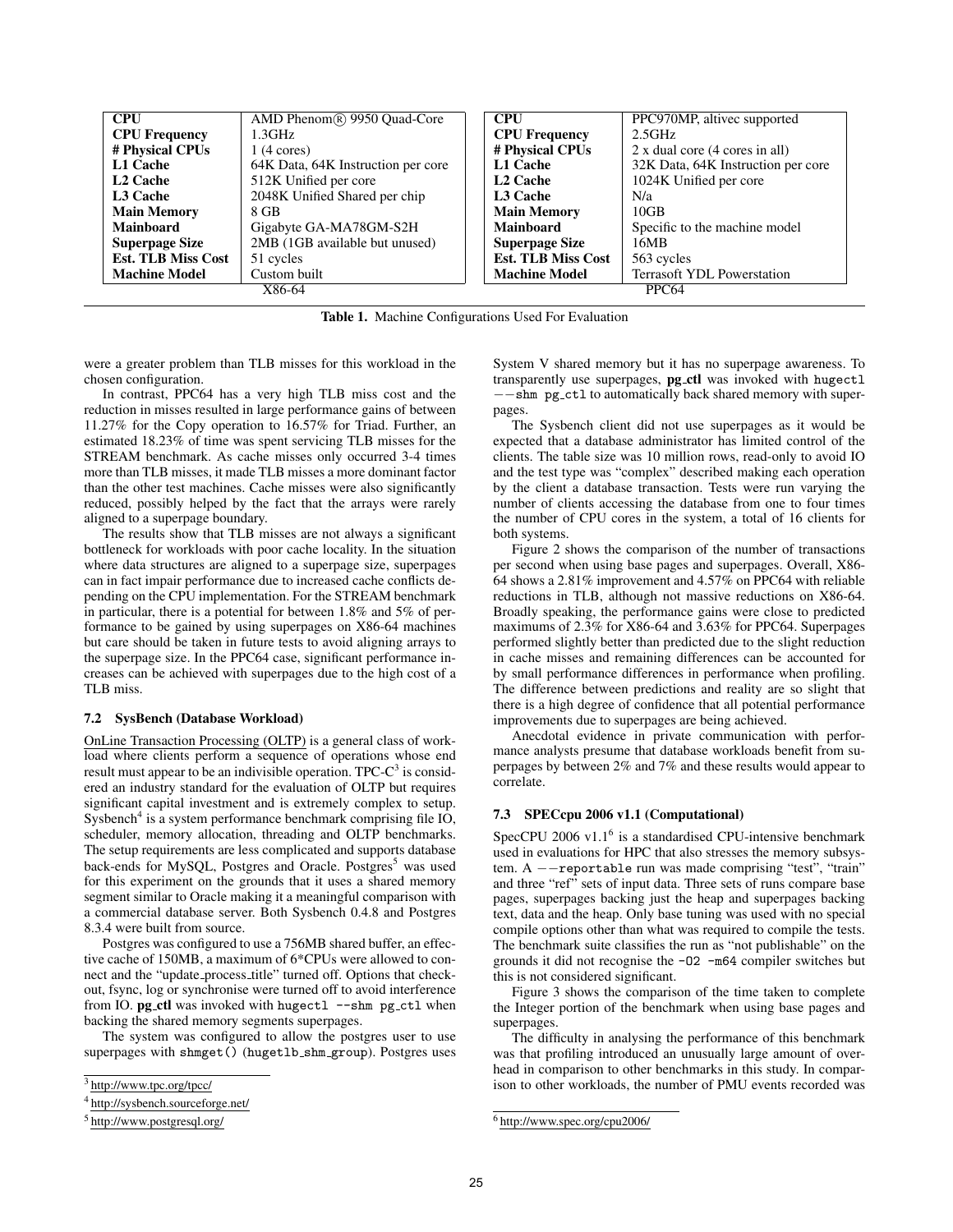| CPU | AMD Phenom® 9950 Quad-Core |
|---|---|
| **CPU Frequency** | 1.3GHz |
| **# Physical CPUs** | 1 (4 cores) |
| **L1 Cache** | 64K Data, 64K Instruction per core |
| **L2 Cache** | 512K Unified per core |
| **L3 Cache** | 2048K Unified Shared per chip |
| **Main Memory** | 8 GB |
| **Mainboard** | Gigabyte GA-MA78GM-S2H |
| **Superpage Size** | 2MB (1GB available but unused) |
| **Est. TLB Miss Cost** | 51 cycles |
| **Machine Model** | Custom built |

X86-64

| CPU | PPC970MP, altivec supported |
|---|---|
| **CPU Frequency** | 2.5GHz |
| **# Physical CPUs** | 2 x dual core (4 cores in all) |
| **L1 Cache** | 32K Data, 64K Instruction per core |
| **L2 Cache** | 1024K Unified per core |
| **L3 Cache** | N/a |
| **Main Memory** | 10GB |
| **Mainboard** | Specific to the machine model |
| **Superpage Size** | 16MB |
| **Est. TLB Miss Cost** | 563 cycles |
| **Machine Model** | Terrasoft YDL Powerstation |

PPC64

**Table 1.** Machine Configurations Used For Evaluation

were a greater problem than TLB misses for this workload in the chosen configuration.

In contrast, PPC64 has a very high TLB miss cost and the reduction in misses resulted in large performance gains of between 11.27% for the Copy operation to 16.57% for Triad. Further, an estimated 18.23% of time was spent servicing TLB misses for the STREAM benchmark. As cache misses only occurred 3-4 times more than TLB misses, it made TLB misses a more dominant factor than the other test machines. Cache misses were also significantly reduced, possibly helped by the fact that the arrays were rarely aligned to a superpage boundary.

The results show that TLB misses are not always a significant bottleneck for workloads with poor cache locality. In the situation where data structures are aligned to a superpage size, superpages can in fact impair performance due to increased cache conflicts depending on the CPU implementation. For the STREAM benchmark in particular, there is a potential for between 1.8% and 5% of performance to be gained by using superpages on X86-64 machines but care should be taken in future tests to avoid aligning arrays to the superpage size. In the PPC64 case, significant performance increases can be achieved with superpages due to the high cost of a TLB miss.

### 7.2 SysBench (Database Workload)

OnLine Transaction Processing (OLTP) is a general class of workload where clients perform a sequence of operations whose end result must appear to be an indivisible operation. TPC-C[3] is considered an industry standard for the evaluation of OLTP but requires significant capital investment and is extremely complex to setup. Sysbench[4] is a system performance benchmark comprising file IO, scheduler, memory allocation, threading and OLTP benchmarks. The setup requirements are less complicated and supports database back-ends for MySQL, Postgres and Oracle. Postgres[5] was used for this experiment on the grounds that it uses a shared memory segment similar to Oracle making it a meaningful comparison with a commercial database server. Both Sysbench 0.4.8 and Postgres 8.3.4 were built from source.

Postgres was configured to use a 756MB shared buffer, an effective cache of 150MB, a maximum of 6*CPUs were allowed to connect and the "update_process_title" turned off. Options that checkout, fsync, log or synchronise were turned off to avoid interference from IO. **pg_ctl** was invoked with `hugectl --shm pg_ctl` when backing the shared memory segments superpages.

The system was configured to allow the postgres user to use superpages with `shmget()` (`hugetlb_shm_group`). Postgres uses System V shared memory but it has no superpage awareness. To transparently use superpages, **pg_ctl** was invoked with `hugectl --shm pg_ctl` to automatically back shared memory with superpages.

The Sysbench client did not use superpages as it would be expected that a database administrator has limited control of the clients. The table size was 10 million rows, read-only to avoid IO and the test type was "complex" described making each operation by the client a database transaction. Tests were run varying the number of clients accessing the database from one to four times the number of CPU cores in the system, a total of 16 clients for both systems.

Figure 2 shows the comparison of the number of transactions per second when using base pages and superpages. Overall, X86-64 shows a 2.81% improvement and 4.57% on PPC64 with reliable reductions in TLB, although not massive reductions on X86-64. Broadly speaking, the performance gains were close to predicted maximums of 2.3% for X86-64 and 3.63% for PPC64. Superpages performed slightly better than predicted due to the slight reduction in cache misses and remaining differences can be accounted for by small performance differences in performance when profiling. The difference between predictions and reality are so slight that there is a high degree of confidence that all potential performance improvements due to superpages are being achieved.

Anecdotal evidence in private communication with performance analysts presume that database workloads benefit from superpages by between 2% and 7% and these results would appear to correlate.

### 7.3 SPECcpu 2006 v1.1 (Computational)

SpecCPU 2006 v1.1[6] is a standardised CPU-intensive benchmark used in evaluations for HPC that also stresses the memory subsystem. A `--reportable` run was made comprising "test", "train" and three "ref" sets of input data. Three sets of runs compare base pages, superpages backing just the heap and superpages backing text, data and the heap. Only base tuning was used with no special compile options other than what was required to compile the tests. The benchmark suite classifies the run as "not publishable" on the grounds it did not recognise the `-O2 -m64` compiler switches but this is not considered significant.

Figure 3 shows the comparison of the time taken to complete the Integer portion of the benchmark when using base pages and superpages.

The difficulty in analysing the performance of this benchmark was that profiling introduced an unusually large amount of overhead in comparison to other benchmarks in this study. In comparison to other workloads, the number of PMU events recorded was

[3] http://www.tpc.org/tpcc/

[4] http://sysbench.sourceforge.net/

[5] http://www.postgresql.org/

[6] http://www.spec.org/cpu2006/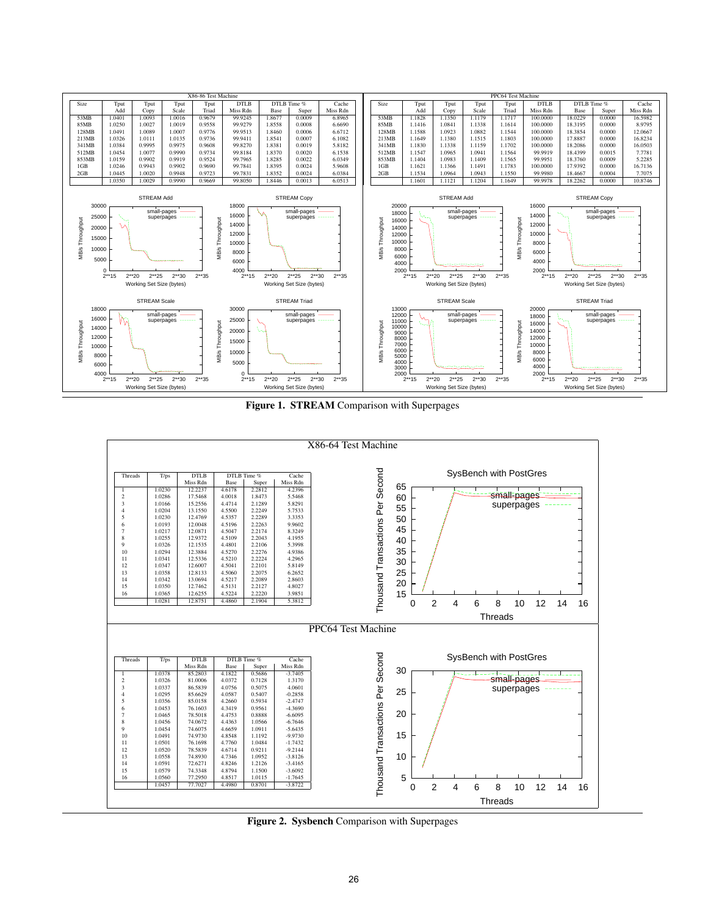X86-86 Test Machine

| Size | Tput Add | Tput Copy | Tput Scale | Tput Triad | DTLB Miss Rdn | DTLB Time % Base | DTLB Time % Super | Cache Miss Rdn |
|---|---|---|---|---|---|---|---|---|
| 53MB | 1.0401 | 1.0093 | 1.0016 | 0.9679 | 99.9245 | 1.8677 | 0.0009 | 6.8965 |
| 85MB | 1.0250 | 1.0027 | 1.0019 | 0.9558 | 99.9279 | 1.8558 | 0.0008 | 6.6690 |
| 128MB | 1.0491 | 1.0089 | 1.0007 | 0.9776 | 99.9513 | 1.8460 | 0.0006 | 6.6712 |
| 213MB | 1.0326 | 1.0111 | 1.0135 | 0.9736 | 99.9411 | 1.8541 | 0.0007 | 6.1082 |
| 341MB | 1.0384 | 0.9995 | 0.9975 | 0.9608 | 99.8270 | 1.8381 | 0.0019 | 5.8182 |
| 512MB | 1.0454 | 1.0077 | 0.9990 | 0.9734 | 99.8184 | 1.8370 | 0.0020 | 6.1538 |
| 853MB | 1.0159 | 0.9902 | 0.9919 | 0.9524 | 99.7965 | 1.8285 | 0.0022 | 6.0349 |
| 1GB | 1.0246 | 0.9943 | 0.9902 | 0.9690 | 99.7841 | 1.8395 | 0.0024 | 5.9608 |
| 2GB | 1.0445 | 1.0020 | 0.9948 | 0.9723 | 99.7831 | 1.8352 | 0.0024 | 6.0384 |
| | 1.0350 | 1.0029 | 0.9990 | 0.9669 | 99.8050 | 1.8446 | 0.0013 | 6.0513 |

PPC64 Test Machine

| Size | Tput Add | Tput Copy | Tput Scale | Tput Triad | DTLB Miss Rdn | DTLB Time % Base | DTLB Time % Super | Cache Miss Rdn |
|---|---|---|---|---|---|---|---|---|
| 53MB | 1.1828 | 1.1350 | 1.1179 | 1.1717 | 100.0000 | 18.0229 | 0.0000 | 16.5982 |
| 85MB | 1.1416 | 1.0841 | 1.1338 | 1.1614 | 100.0000 | 18.3195 | 0.0000 | 8.9795 |
| 128MB | 1.1588 | 1.0923 | 1.0882 | 1.1544 | 100.0000 | 18.3854 | 0.0000 | 12.0667 |
| 213MB | 1.1649 | 1.1380 | 1.1515 | 1.1803 | 100.0000 | 17.8887 | 0.0000 | 16.8234 |
| 341MB | 1.1830 | 1.1338 | 1.1159 | 1.1702 | 100.0000 | 18.2086 | 0.0000 | 16.0503 |
| 512MB | 1.1547 | 1.0965 | 1.0941 | 1.1564 | 99.9919 | 18.4399 | 0.0015 | 7.7781 |
| 853MB | 1.1404 | 1.0983 | 1.1409 | 1.1565 | 99.9951 | 18.3760 | 0.0009 | 5.2285 |
| 1GB | 1.1621 | 1.1366 | 1.1491 | 1.1783 | 100.0000 | 17.9392 | 0.0000 | 16.7136 |
| 2GB | 1.1534 | 1.0964 | 1.0943 | 1.1550 | 99.9980 | 18.4667 | 0.0004 | 7.7075 |
| | 1.1601 | 1.1121 | 1.1204 | 1.1649 | 99.9978 | 18.2262 | 0.0000 | 10.8746 |

**Figure 1. STREAM** Comparison with Superpages

X86-64 Test Machine

| Threads | T/ps | DTLB Miss Rdn | DTLB Time % Base | DTLB Time % Super | Cache Miss Rdn |
|---|---|---|---|---|---|
| 1 | 1.0230 | 12.2237 | 4.6178 | 2.2812 | 4.2396 |
| 2 | 1.0286 | 17.5468 | 4.0018 | 1.8473 | 5.5468 |
| 3 | 1.0166 | 15.2556 | 4.4714 | 2.1289 | 5.8291 |
| 4 | 1.0204 | 13.1550 | 4.5500 | 2.2249 | 5.7533 |
| 5 | 1.0230 | 12.4769 | 4.5357 | 2.2289 | 3.3353 |
| 6 | 1.0193 | 12.0048 | 4.5196 | 2.2263 | 9.9602 |
| 7 | 1.0217 | 12.0871 | 4.5047 | 2.2174 | 8.3249 |
| 8 | 1.0255 | 12.9372 | 4.5109 | 2.2043 | 4.1955 |
| 9 | 1.0326 | 12.1535 | 4.4801 | 2.2106 | 5.3998 |
| 10 | 1.0294 | 12.3884 | 4.5270 | 2.2276 | 4.9386 |
| 11 | 1.0341 | 12.5336 | 4.5210 | 2.2224 | 4.2965 |
| 12 | 1.0347 | 12.6007 | 4.5041 | 2.2101 | 5.8149 |
| 13 | 1.0358 | 12.8133 | 4.5060 | 2.2075 | 6.2652 |
| 14 | 1.0342 | 13.0694 | 4.5217 | 2.2089 | 2.8603 |
| 15 | 1.0350 | 12.7462 | 4.5131 | 2.2127 | 4.8027 |
| 16 | 1.0365 | 12.6255 | 4.5224 | 2.2220 | 3.9851 |
| | 1.0281 | 12.8751 | 4.4860 | 2.1904 | 5.3812 |

PPC64 Test Machine

| Threads | T/ps | DTLB Miss Rdn | DTLB Time % Base | DTLB Time % Super | Cache Miss Rdn |
|---|---|---|---|---|---|
| 1 | 1.0378 | 85.2803 | 4.1822 | 0.5686 | -3.7405 |
| 2 | 1.0326 | 81.0006 | 4.0372 | 0.7128 | 1.3170 |
| 3 | 1.0337 | 86.5839 | 4.0756 | 0.5075 | 4.0601 |
| 4 | 1.0295 | 85.6629 | 4.0587 | 0.5407 | -0.2858 |
| 5 | 1.0356 | 85.0158 | 4.2660 | 0.5934 | -2.4747 |
| 6 | 1.0453 | 76.1603 | 4.3419 | 0.9561 | -4.3690 |
| 7 | 1.0465 | 78.5018 | 4.4753 | 0.8888 | -6.6095 |
| 8 | 1.0456 | 74.0672 | 4.4363 | 1.0566 | -6.7646 |
| 9 | 1.0454 | 74.6075 | 4.6659 | 1.0911 | -5.6435 |
| 10 | 1.0491 | 74.9730 | 4.8548 | 1.1192 | -9.9730 |
| 11 | 1.0501 | 76.1698 | 4.7760 | 1.0484 | -1.7432 |
| 12 | 1.0520 | 78.5839 | 4.6714 | 0.9211 | -9.2144 |
| 13 | 1.0558 | 74.8930 | 4.7346 | 1.0952 | -3.8126 |
| 14 | 1.0591 | 72.6271 | 4.8246 | 1.2126 | -3.4165 |
| 15 | 1.0579 | 74.3348 | 4.8794 | 1.1500 | -3.6092 |
| 16 | 1.0560 | 77.2950 | 4.8517 | 1.0115 | -1.7645 |
| | 1.0457 | 77.7027 | 4.4980 | 0.8701 | -3.8722 |

**Figure 2. Sysbench** Comparison with Superpages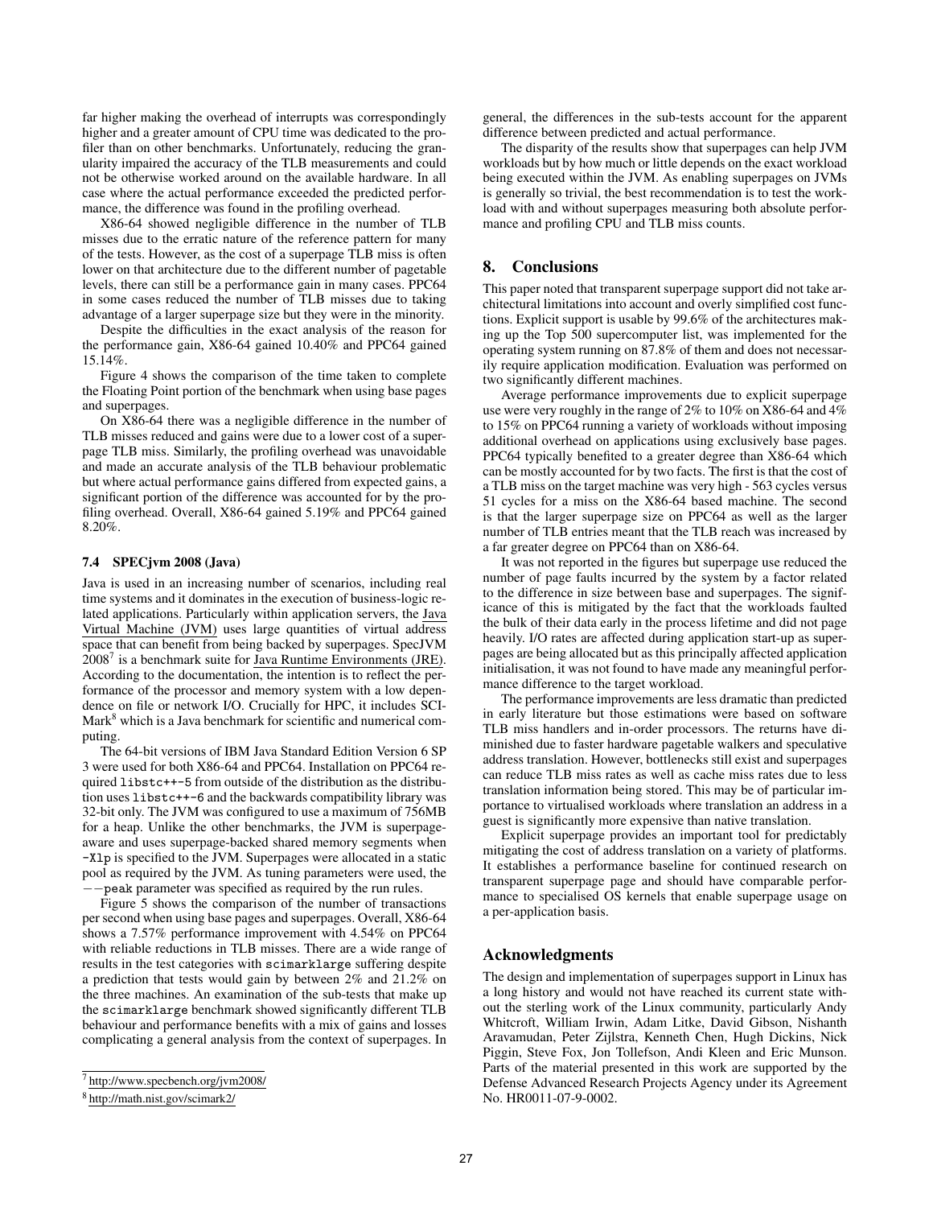far higher making the overhead of interrupts was correspondingly higher and a greater amount of CPU time was dedicated to the profiler than on other benchmarks. Unfortunately, reducing the granularity impaired the accuracy of the TLB measurements and could not be otherwise worked around on the available hardware. In all case where the actual performance exceeded the predicted performance, the difference was found in the profiling overhead.

X86-64 showed negligible difference in the number of TLB misses due to the erratic nature of the reference pattern for many of the tests. However, as the cost of a superpage TLB miss is often lower on that architecture due to the different number of pagetable levels, there can still be a performance gain in many cases. PPC64 in some cases reduced the number of TLB misses due to taking advantage of a larger superpage size but they were in the minority.

Despite the difficulties in the exact analysis of the reason for the performance gain, X86-64 gained 10.40% and PPC64 gained 15.14%.

Figure 4 shows the comparison of the time taken to complete the Floating Point portion of the benchmark when using base pages and superpages.

On X86-64 there was a negligible difference in the number of TLB misses reduced and gains were due to a lower cost of a superpage TLB miss. Similarly, the profiling overhead was unavoidable and made an accurate analysis of the TLB behaviour problematic but where actual performance gains differed from expected gains, a significant portion of the difference was accounted for by the profiling overhead. Overall, X86-64 gained 5.19% and PPC64 gained 8.20%.

### 7.4 SPECjvm 2008 (Java)

Java is used in an increasing number of scenarios, including real time systems and it dominates in the execution of business-logic related applications. Particularly within application servers, the Java Virtual Machine (JVM) uses large quantities of virtual address space that can benefit from being backed by superpages. SpecJVM 2008[7] is a benchmark suite for Java Runtime Environments (JRE). According to the documentation, the intention is to reflect the performance of the processor and memory system with a low dependence on file or network I/O. Crucially for HPC, it includes SCIMark[8] which is a Java benchmark for scientific and numerical computing.

The 64-bit versions of IBM Java Standard Edition Version 6 SP 3 were used for both X86-64 and PPC64. Installation on PPC64 required `libstc++-5` from outside of the distribution as the distribution uses `libstc++-6` and the backwards compatibility library was 32-bit only. The JVM was configured to use a maximum of 756MB for a heap. Unlike the other benchmarks, the JVM is superpage-aware and uses superpage-backed shared memory segments when `-Xlp` is specified to the JVM. Superpages were allocated in a static pool as required by the JVM. As tuning parameters were used, the `−−peak` parameter was specified as required by the run rules.

Figure 5 shows the comparison of the number of transactions per second when using base pages and superpages. Overall, X86-64 shows a 7.57% performance improvement with 4.54% on PPC64 with reliable reductions in TLB misses. There are a wide range of results in the test categories with `scimarklarge` suffering despite a prediction that tests would gain by between 2% and 21.2% on the three machines. An examination of the sub-tests that make up the `scimarklarge` benchmark showed significantly different TLB behaviour and performance benefits with a mix of gains and losses complicating a general analysis from the context of superpages. In general, the differences in the sub-tests account for the apparent difference between predicted and actual performance.

The disparity of the results show that superpages can help JVM workloads but by how much or little depends on the exact workload being executed within the JVM. As enabling superpages on JVMs is generally so trivial, the best recommendation is to test the workload with and without superpages measuring both absolute performance and profiling CPU and TLB miss counts.

[7] http://www.specbench.org/jvm2008/

[8] http://math.nist.gov/scimark2/

## 8. Conclusions

This paper noted that transparent superpage support did not take architectural limitations into account and overly simplified cost functions. Explicit support is usable by 99.6% of the architectures making up the Top 500 supercomputer list, was implemented for the operating system running on 87.8% of them and does not necessarily require application modification. Evaluation was performed on two significantly different machines.

Average performance improvements due to explicit superpage use were very roughly in the range of 2% to 10% on X86-64 and 4% to 15% on PPC64 running a variety of workloads without imposing additional overhead on applications using exclusively base pages. PPC64 typically benefited to a greater degree than X86-64 which can be mostly accounted for by two facts. The first is that the cost of a TLB miss on the target machine was very high - 563 cycles versus 51 cycles for a miss on the X86-64 based machine. The second is that the larger superpage size on PPC64 as well as the larger number of TLB entries meant that the TLB reach was increased by a far greater degree on PPC64 than on X86-64.

It was not reported in the figures but superpage use reduced the number of page faults incurred by the system by a factor related to the difference in size between base and superpages. The significance of this is mitigated by the fact that the workloads faulted the bulk of their data early in the process lifetime and did not page heavily. I/O rates are affected during application start-up as superpages are being allocated but as this principally affected application initialisation, it was not found to have made any meaningful performance difference to the target workload.

The performance improvements are less dramatic than predicted in early literature but those estimations were based on software TLB miss handlers and in-order processors. The returns have diminished due to faster hardware pagetable walkers and speculative address translation. However, bottlenecks still exist and superpages can reduce TLB miss rates as well as cache miss rates due to less translation information being stored. This may be of particular importance to virtualised workloads where translation an address in a guest is significantly more expensive than native translation.

Explicit superpage provides an important tool for predictably mitigating the cost of address translation on a variety of platforms. It establishes a performance baseline for continued research on transparent superpage page and should have comparable performance to specialised OS kernels that enable superpage usage on a per-application basis.

## Acknowledgments

The design and implementation of superpages support in Linux has a long history and would not have reached its current state without the sterling work of the Linux community, particularly Andy Whitcroft, William Irwin, Adam Litke, David Gibson, Nishanth Aravamudan, Peter Zijlstra, Kenneth Chen, Hugh Dickins, Nick Piggin, Steve Fox, Jon Tollefson, Andi Kleen and Eric Munson. Parts of the material presented in this work are supported by the Defense Advanced Research Projects Agency under its Agreement No. HR0011-07-9-0002.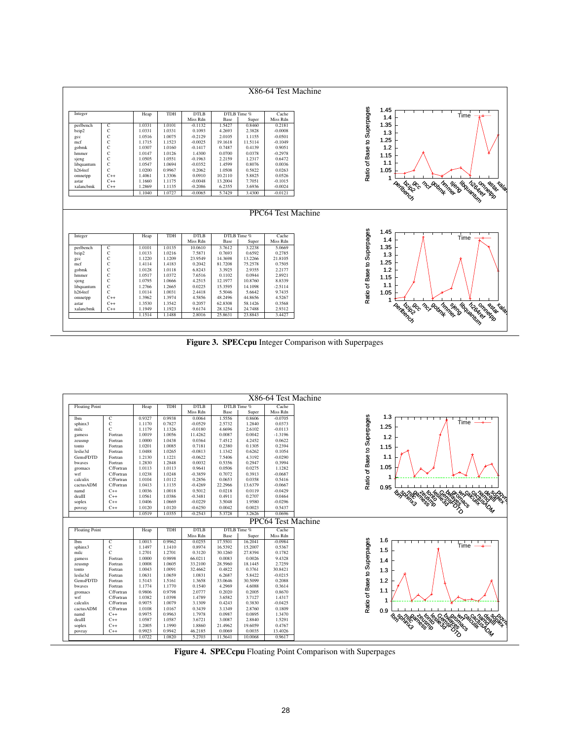## X86-64 Test Machine

| Integer | | Heap | TDH | DTLB Miss Rdn | DTLB Time % Base | DTLB Time % Super | Cache Miss Rdn |
|---|---|---|---|---|---|---|---|
| perlbench | C | 1.0331 | 1.0101 | -0.1132 | 1.5427 | 0.8460 | 0.2181 |
| bzip2 | C | 1.0331 | 1.0331 | 0.1093 | 4.2693 | 2.3828 | -0.0008 |
| gcc | C | 1.0516 | 1.0075 | -0.2129 | 2.0105 | 1.1155 | -0.0501 |
| mcf | C | 1.1715 | 1.1523 | -0.0025 | 19.1618 | 11.5114 | -0.1049 |
| gobmk | C | 1.0307 | 1.0160 | -0.1417 | 0.7487 | 0.4139 | 0.9051 |
| hmmer | C | 1.0147 | 1.0126 | 1.4300 | 0.0700 | 0.0378 | -0.2978 |
| sjeng | C | 1.0505 | 1.0551 | -0.1963 | 2.2159 | 1.2317 | 0.6472 |
| libquantum | C | 1.0547 | 1.0694 | -0.0352 | 1.4599 | 0.8076 | 0.0036 |
| h264ref | C | 1.0200 | 0.9967 | 0.2062 | 1.0508 | 0.5822 | 0.0263 |
| omnetpp | C++ | 1.4061 | 1.3306 | 0.0910 | 10.2110 | 5.8825 | 0.0526 |
| astar | C++ | 1.1660 | 1.1175 | -0.0048 | 13.2004 | 7.7051 | -0.1015 |
| xalancbmk | C++ | 1.2869 | 1.1135 | -0.2086 | 6.2355 | 3.6936 | -0.0024 |
| | | 1.1040 | 1.0727 | -0.0065 | 5.7429 | 3.4300 | -0.0121 |

## PPC64 Test Machine

| Integer | | Heap | TDH | DTLB Miss Rdn | DTLB Time % Base | DTLB Time % Super | Cache Miss Rdn |
|---|---|---|---|---|---|---|---|
| perlbench | C | 1.0101 | 1.0135 | 10.0610 | 3.7612 | 3.2238 | 5.0669 |
| bzip2 | C | 1.0133 | 1.0216 | 7.5871 | 0.7693 | 0.6592 | 0.2785 |
| gcc | C | 1.1220 | 1.1209 | 23.9549 | 14.3698 | 13.2266 | 21.8105 |
| mcf | C | 1.4114 | 1.4183 | 0.2042 | 81.7208 | 75.2578 | 0.7505 |
| gobmk | C | 1.0128 | 1.0118 | 6.8243 | 3.3925 | 2.9355 | 2.2177 |
| hmmer | C | 1.0517 | 1.0372 | 7.6516 | 0.1102 | 0.0944 | 2.8921 |
| sjeng | C | 1.0795 | 1.0666 | 4.2515 | 12.1977 | 10.8760 | 8.8339 |
| libquantum | C | 1.2766 | 1.2665 | 0.0225 | 15.3595 | 14.1098 | -2.5114 |
| h264ref | C | 1.0114 | 1.0031 | 2.4418 | 5.5046 | 5.6642 | 9.7435 |
| omnetpp | C++ | 1.3962 | 1.3974 | 4.5856 | 48.2496 | 44.8656 | 4.5267 |
| astar | C++ | 1.3530 | 1.3542 | 0.2057 | 62.8308 | 58.1426 | 0.3568 |
| xalancbmk | C++ | 1.1949 | 1.1923 | 9.6174 | 28.1254 | 24.7488 | 2.9312 |
| | | 1.1514 | 1.1488 | 2.8016 | 25.8631 | 23.8843 | 3.4427 |

**Figure 3. SPECcpu** Integer Comparison with Superpages

## X86-64 Test Machine

| Floating Point | | Heap | TDH | DTLB Miss Rdn | DTLB Time % Base | DTLB Time % Super | Cache Miss Rdn |
|---|---|---|---|---|---|---|---|
| lbm | C | 0.9327 | 0.9938 | 0.0064 | 1.5556 | 0.8606 | -0.0705 |
| sphinx3 | C | 1.1170 | 0.7827 | -0.0529 | 2.5732 | 1.2840 | 0.0373 |
| milc | C | 1.1179 | 1.1326 | -0.0180 | 4.6696 | 2.6102 | -0.0113 |
| gamess | Fortran | 1.0019 | 1.0056 | 11.4262 | 0.0087 | 0.0042 | -1.3196 |
| zeusmp | Fortran | 1.0000 | 1.0438 | 0.0364 | 7.4512 | 4.2452 | 0.0622 |
| tonto | Fortran | 1.0201 | 1.0085 | 0.7181 | 0.2380 | 0.1305 | 0.2394 |
| leslie3d | Fortran | 1.0488 | 1.0265 | -0.0813 | 1.1342 | 0.6262 | 0.1054 |
| GemsFDTD | Fortran | 1.2130 | 1.1221 | -0.0622 | 7.5406 | 4.3192 | -0.0290 |
| bwaves | Fortran | 1.2830 | 1.2848 | 0.0032 | 0.5356 | 0.2947 | 0.3994 |
| gromacs | C/Fortran | 1.0113 | 1.0113 | 0.9641 | 0.0506 | 0.0275 | 1.1282 |
| wrf | C/Fortran | 1.0238 | 1.0248 | -0.3859 | 0.7072 | 0.3913 | -0.0687 |
| calculix | C/Fortran | 1.0104 | 1.0112 | 0.2856 | 0.0653 | 0.0358 | 0.5416 |
| cactusADM | C/Fortran | 1.0413 | 1.1135 | -0.4269 | 22.2966 | 13.6379 | -0.0667 |
| namd | C++ | 1.0036 | 1.0018 | 0.5012 | 0.0218 | 0.0119 | -0.0429 |
| dealII | C++ | 1.0561 | 1.0386 | -0.3481 | 0.4911 | 0.2707 | 0.0464 |
| soplex | C++ | 1.0406 | 1.0669 | -0.0229 | 3.5048 | 1.9580 | -0.0296 |
| povray | C++ | 1.0120 | 1.0120 | -0.6250 | 0.0042 | 0.0023 | 0.5437 |
| | | 1.0519 | 1.0355 | -0.2543 | 5.3728 | 3.2626 | 0.0696 |

## PPC64 Test Machine

| Floating Point | | Heap | TDH | DTLB Miss Rdn | DTLB Time % Base | DTLB Time % Super | Cache Miss Rdn |
|---|---|---|---|---|---|---|---|
| lbm | C | 1.0013 | 0.9962 | 0.0255 | 17.5501 | 16.2041 | -0.0984 |
| sphinx3 | C | 1.1497 | 1.1410 | 0.8974 | 16.5392 | 15.2007 | 0.5367 |
| milc | C | 1.2701 | 1.2701 | 0.3120 | 30.1260 | 27.8394 | 0.1782 |
| gamess | Fortran | 1.0000 | 0.9898 | 66.0211 | 0.0083 | 0.0026 | 9.4328 |
| zeusmp | Fortran | 1.0008 | 1.0605 | 33.2100 | 28.5960 | 18.1445 | 2.7259 |
| tonto | Fortran | 1.0043 | 1.0091 | 32.4662 | 0.4822 | 0.3761 | 30.8421 |
| leslie3d | Fortran | 1.0631 | 1.0659 | 1.0831 | 6.2687 | 5.8422 | -0.0215 |
| GemsFDTD | Fortran | 1.5143 | 1.5161 | 1.3658 | 33.0646 | 30.5099 | 0.2088 |
| bwaves | Fortran | 1.1774 | 1.1770 | 0.1540 | 4.2969 | 4.6088 | 0.3614 |
| gromacs | C/Fortran | 0.9806 | 0.9798 | 2.0777 | 0.2020 | 0.2005 | 0.8670 |
| wrf | C/Fortran | 1.0382 | 1.0398 | 1.4789 | 3.6582 | 3.7127 | 1.4317 |
| calculix | C/Fortran | 0.9075 | 1.0079 | 3.1309 | 0.4243 | 0.3830 | -0.0425 |
| cactusADM | C/Fortran | 1.0108 | 1.0167 | 0.3439 | 3.1349 | 2.8760 | 0.1809 |
| namd | C++ | 0.9975 | 0.9963 | 1.7978 | 0.0987 | 0.0895 | 1.3470 |
| dealII | C++ | 1.0587 | 1.0587 | 3.6721 | 3.0087 | 2.8840 | 1.5291 |
| soplex | C++ | 1.2005 | 1.1990 | 1.8860 | 21.4962 | 19.6059 | 0.4767 |
| povray | C++ | 0.9923 | 0.9942 | 46.2185 | 0.0069 | 0.0035 | 13.4026 |
| | | 1.0722 | 1.0820 | 5.2703 | 11.5641 | 10.0068 | 0.9617 |

**Figure 4. SPECcpu** Floating Point Comparison with Superpages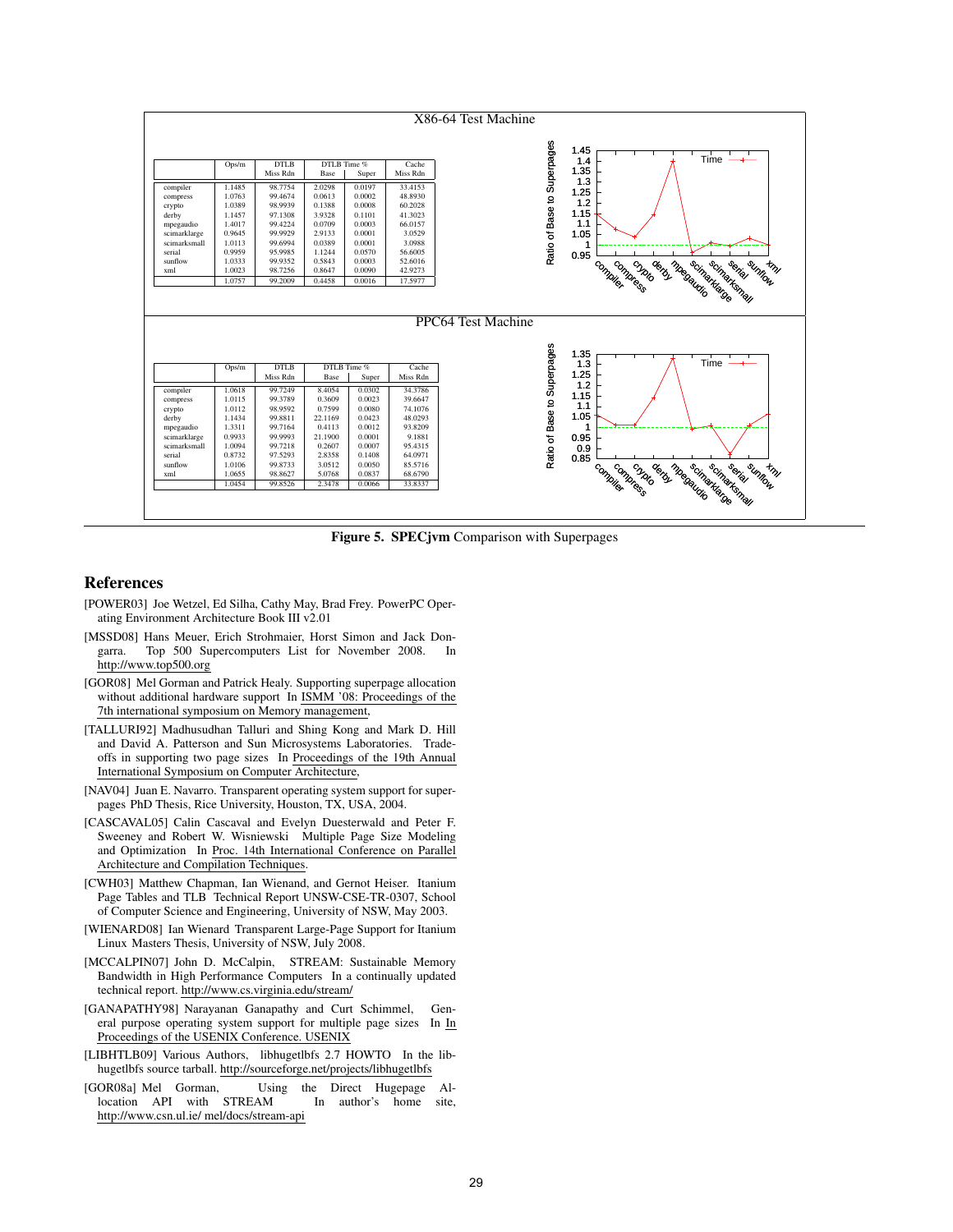X86-64 Test Machine

| | Ops/m | DTLB Miss Rdn | DTLB Time % Base | DTLB Time % Super | Cache Miss Rdn |
|---|---|---|---|---|---|
| compiler | 1.1485 | 98.7754 | 2.0298 | 0.0197 | 33.4153 |
| compress | 1.0763 | 99.4674 | 0.0613 | 0.0002 | 48.8930 |
| crypto | 1.0389 | 98.9939 | 0.1388 | 0.0008 | 60.2028 |
| derby | 1.1457 | 97.1308 | 3.9328 | 0.1101 | 41.3023 |
| mpegaudio | 1.4017 | 99.4224 | 0.0709 | 0.0003 | 66.0157 |
| scimarklarge | 0.9645 | 99.9929 | 2.9133 | 0.0001 | 3.0529 |
| scimarksmall | 1.0113 | 99.6994 | 0.0389 | 0.0001 | 3.0988 |
| serial | 0.9959 | 95.9985 | 1.1244 | 0.0570 | 56.6005 |
| sunflow | 1.0333 | 99.9352 | 0.5843 | 0.0003 | 52.6016 |
| xml | 1.0023 | 98.7256 | 0.8647 | 0.0090 | 42.9273 |
| | 1.0757 | 99.2009 | 0.4458 | 0.0016 | 17.5977 |

Ratio of Base to Superpages

Time

1.45
1.4
1.35
1.3
1.25
1.2
1.15
1.1
1.05
1
0.95

compiler compress crypto derby mpegaudio scimarklarge scimarksmall serial sunflow xml

PPC64 Test Machine

| | Ops/m | DTLB Miss Rdn | DTLB Time % Base | DTLB Time % Super | Cache Miss Rdn |
|---|---|---|---|---|---|
| compiler | 1.0618 | 99.7249 | 8.4054 | 0.0302 | 34.3786 |
| compress | 1.0115 | 99.3789 | 0.3609 | 0.0023 | 39.6647 |
| crypto | 1.0112 | 98.9592 | 0.7599 | 0.0080 | 74.1076 |
| derby | 1.1434 | 99.8811 | 22.1169 | 0.0423 | 48.0293 |
| mpegaudio | 1.3311 | 99.7164 | 0.4113 | 0.0012 | 93.8209 |
| scimarklarge | 0.9933 | 99.9993 | 21.1900 | 0.0001 | 9.1881 |
| scimarksmall | 1.0094 | 99.7218 | 0.2607 | 0.0007 | 95.4315 |
| serial | 0.8732 | 97.5293 | 2.8358 | 0.1408 | 64.0971 |
| sunflow | 1.0106 | 99.8733 | 3.0512 | 0.0050 | 85.5716 |
| xml | 1.0655 | 98.8627 | 5.0768 | 0.0837 | 68.6790 |
| | 1.0454 | 99.8526 | 2.3478 | 0.0066 | 33.8337 |

Ratio of Base to Superpages

Time

1.35
1.3
1.25
1.2
1.15
1.1
1.05
1
0.95
0.9
0.85

compiler compress crypto derby mpegaudio scimarklarge scimarksmall serial sunflow xml

**Figure 5. SPECjvm** Comparison with Superpages

## References

[POWER03] Joe Wetzel, Ed Silha, Cathy May, Brad Frey. PowerPC Operating Environment Architecture Book III v2.01

[MSSD08] Hans Meuer, Erich Strohmaier, Horst Simon and Jack Dongarra. Top 500 Supercomputers List for November 2008. In http://www.top500.org

[GOR08] Mel Gorman and Patrick Healy. Supporting superpage allocation without additional hardware support In ISMM '08: Proceedings of the 7th international symposium on Memory management,

[TALLURI92] Madhusudhan Talluri and Shing Kong and Mark D. Hill and David A. Patterson and Sun Microsystems Laboratories. Tradeoffs in supporting two page sizes In Proceedings of the 19th Annual International Symposium on Computer Architecture,

[NAV04] Juan E. Navarro. Transparent operating system support for superpages PhD Thesis, Rice University, Houston, TX, USA, 2004.

[CASCAVAL05] Calin Cascaval and Evelyn Duesterwald and Peter F. Sweeney and Robert W. Wisniewski Multiple Page Size Modeling and Optimization In Proc. 14th International Conference on Parallel Architecture and Compilation Techniques.

[CWH03] Matthew Chapman, Ian Wienand, and Gernot Heiser. Itanium Page Tables and TLB Technical Report UNSW-CSE-TR-0307, School of Computer Science and Engineering, University of NSW, May 2003.

[WIENARD08] Ian Wienard Transparent Large-Page Support for Itanium Linux Masters Thesis, University of NSW, July 2008.

[MCCALPIN07] John D. McCalpin, STREAM: Sustainable Memory Bandwidth in High Performance Computers In a continually updated technical report. http://www.cs.virginia.edu/stream/

[GANAPATHY98] Narayanan Ganapathy and Curt Schimmel, General purpose operating system support for multiple page sizes In In Proceedings of the USENIX Conference. USENIX

[LIBHTLB09] Various Authors, libhugetlbfs 2.7 HOWTO In the libhugetlbfs source tarball. http://sourceforge.net/projects/libhugetlbfs

[GOR08a] Mel Gorman, Using the Direct Hugepage Allocation API with STREAM In author's home site, http://www.csn.ul.ie/ mel/docs/stream-api